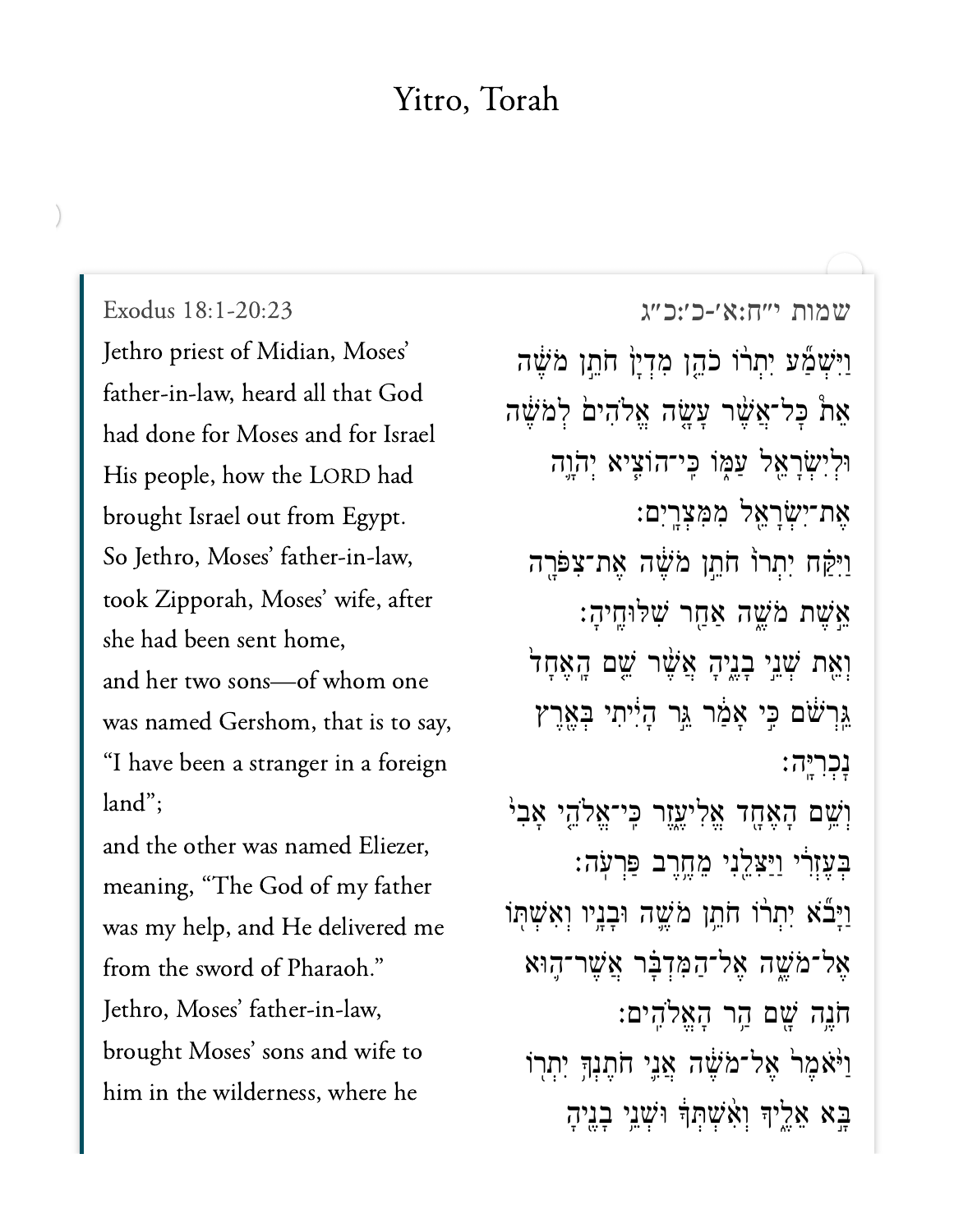# Yitro, Torah

Exodus 18:1-20:23

שמות י״ח:א׳-כ׳:כ״ג

Jethro priest of Midian, Moses' father-in-law, heard all that God had done for Moses and for Israel His people, how the LORD had brought Israel out from Egypt.

וַיִּשְׁמַ֞ע יִתְר֨וֹ כֹהֵ֤ן מִדְיָן֙ חֹתֵ֣ן מֹשֶׁ֔ה אֵת֩ כׇּל־אֲשֶׁ֨ר עָשָׂ֤ה אֱלֹהִים֙ לְמֹשֶׁ֔ה וּלְיִשְׂרָאֵ֖ל עַמּ֑וֹ כִּֽי־הוֹצִ֧יא יְהֹוָ֛ה אֶת־יִשְׂרָאֵ֖ל מִמִּצְרָֽיִם׃

So Jethro, Moses' father-in-law, took Zipporah, Moses' wife, after she had been sent home,

וַיִּקַּ֗ח יִתְרוֹ֙ חֹתֵ֣ן מֹשֶׁ֔ה אֶת־צִפֹּרָ֖ה אֵ֣שֶׁת מֹשֶׁ֑ה אַחַ֖ר שִׁלּוּחֶֽיהָ׃

and her two sons—of whom one was named Gershom, that is to say, "I have been a stranger in a foreign land";

וְאֵ֖ת שְׁנֵ֣י בָנֶ֑יהָ אֲשֶׁ֨ר שֵׁ֤ם הָֽאֶחָד֙ גֵּרְשֹׁ֔ם כִּ֣י אָמַ֔ר גֵּ֣ר הָיִ֔יתִי בְּאֶ֖רֶץ נׇכְרִיָּֽה׃

and the other was named Eliezer, meaning, "The God of my father was my help, and He delivered me from the sword of Pharaoh."

וְשֵׁ֥ם הָאֶחָ֖ד אֱלִיעֶ֑זֶר כִּֽי־אֱלֹהֵ֤י אָבִי֙ בְּעֶזְרִ֔י וַיַּצִּלֵ֖נִי מֵחֶ֥רֶב פַּרְעֹֽה׃

Jethro, Moses' father-in-law, brought Moses' sons and wife to him in the wilderness, where he

וַיָּבֹ֞א יִתְר֨וֹ חֹתֵ֥ן מֹשֶׁ֛ה וּבָנָ֥יו וְאִשְׁתּ֖וֹ אֶל־מֹשֶׁ֑ה אֶל־הַמִּדְבָּ֕ר אֲשֶׁר־ה֛וּא חֹנֶ֥ה שָׁ֖ם הַ֥ר הָאֱלֹהִֽים׃

וַיֹּ֙אמֶר֙ אֶל־מֹשֶׁ֔ה אֲנִ֛י חֹתֶנְךָ֥ יִתְר֖וֹ בָּ֣א אֵלֶ֑יךָ וְאִ֨שְׁתְּךָ֔ וּשְׁנֵ֥י בָנֶ֖יהָ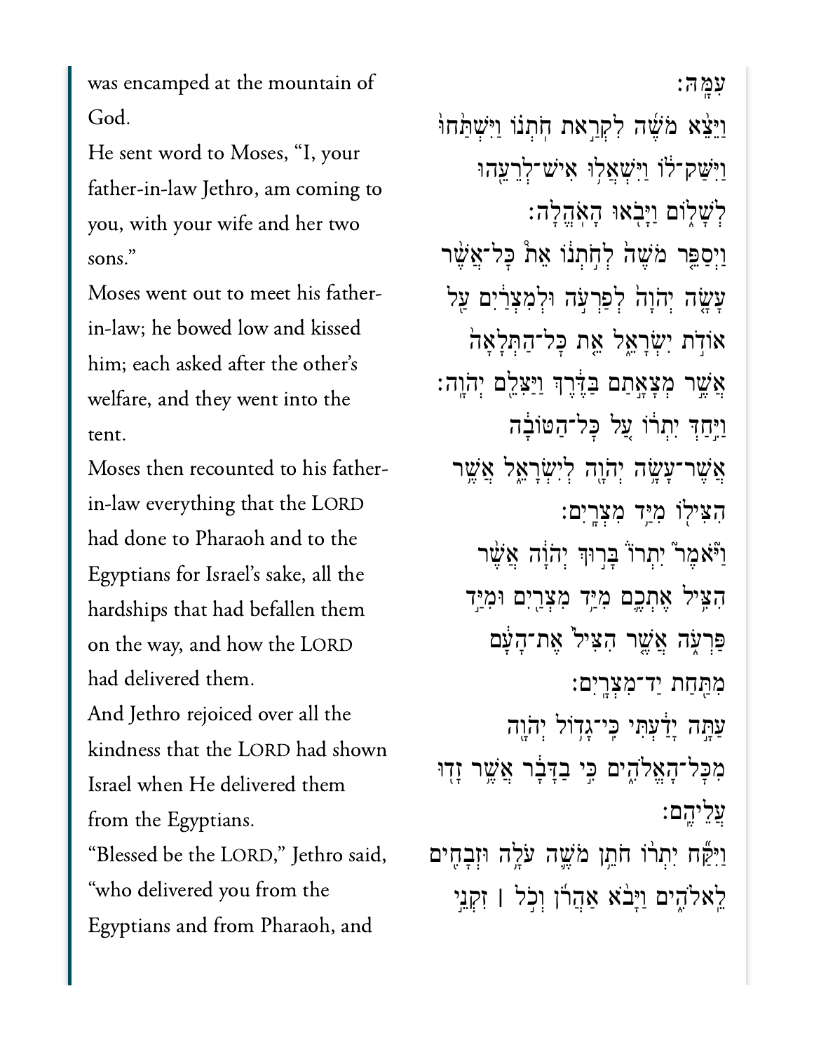was encamped at the mountain of God.

He sent word to Moses, “I, your father-in-law Jethro, am coming to you, with your wife and her two sons.”

Moses went out to meet his father-in-law; he bowed low and kissed him; each asked after the other’s welfare, and they went into the tent.

Moses then recounted to his father-in-law everything that the LORD had done to Pharaoh and to the Egyptians for Israel’s sake, all the hardships that had befallen them on the way, and how the LORD had delivered them.

And Jethro rejoiced over all the kindness that the LORD had shown Israel when He delivered them from the Egyptians.

“Blessed be the LORD,” Jethro said, “who delivered you from the Egyptians and from Pharaoh, and

עִמָּֽהּ׃

וַיֵּצֵ֨א מֹשֶׁ֜ה לִקְרַ֣את חֹֽתְנ֗וֹ וַיִּשְׁתַּ֙חוּ֙ וַיִּשַּׁק־ל֔וֹ וַיִּשְׁאֲל֥וּ אִישׁ־לְרֵעֵ֖הוּ לְשָׁל֑וֹם וַיָּבֹ֖אוּ הָאֹֽהֱלָה׃

וַיְסַפֵּ֤ר מֹשֶׁה֙ לְחֹ֣תְנ֔וֹ אֵת֩ כׇּל־אֲשֶׁ֨ר עָשָׂ֤ה יְהֹוָה֙ לְפַרְעֹ֣ה וּלְמִצְרַ֔יִם עַ֖ל אוֹדֹ֣ת יִשְׂרָאֵ֑ל אֵ֤ת כׇּל־הַתְּלָאָה֙ אֲשֶׁ֣ר מְצָאָ֣תַם בַּדֶּ֔רֶךְ וַיַּצִּלֵ֖ם יְהֹוָֽה׃

וַיִּ֣חַדְּ יִתְר֔וֹ עַ֚ל כׇּל־הַטּוֹבָ֔ה אֲשֶׁר־עָשָׂ֥ה יְהֹוָ֖ה לְיִשְׂרָאֵ֑ל אֲשֶׁ֥ר הִצִּיל֖וֹ מִיַּ֥ד מִצְרָֽיִם׃

וַיֹּאמֶר֮ יִתְרוֹ֒ בָּר֣וּךְ יְהֹוָ֔ה אֲשֶׁ֨ר הִצִּ֥יל אֶתְכֶ֛ם מִיַּ֥ד מִצְרַ֖יִם וּמִיַּ֣ד פַּרְעֹ֑ה אֲשֶׁ֤ר הִצִּיל֙ אֶת־הָעָ֔ם מִתַּ֖חַת יַד־מִצְרָֽיִם׃

עַתָּ֣ה יָדַ֔עְתִּי כִּֽי־גָד֥וֹל יְהֹוָ֖ה מִכׇּל־הָאֱלֹהִ֑ים כִּ֣י בַדָּבָ֔ר אֲשֶׁ֥ר זָד֖וּ עֲלֵיהֶֽם׃

וַיִּקַּ֞ח יִתְר֜וֹ חֹתֵ֥ן מֹשֶׁ֛ה עֹלָ֥ה וּזְבָחִ֖ים לֵאלֹהִ֑ים וַיָּבֹ֨א אַהֲרֹ֜ן וְכֹ֣ל ׀ זִקְנֵ֣י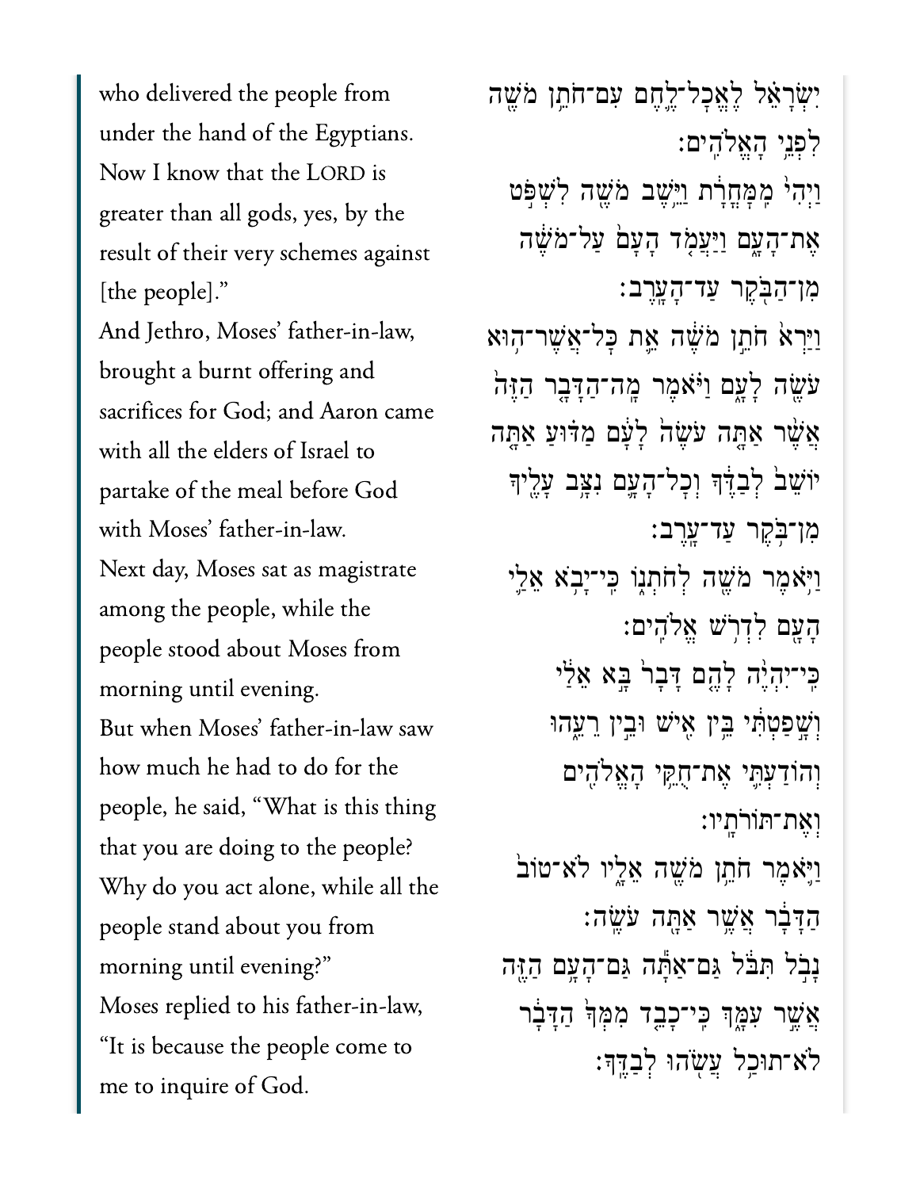who delivered the people from under the hand of the Egyptians. Now I know that the LORD is greater than all gods, yes, by the result of their very schemes against [the people]."

יִשְׂרָאֵ֗ל לֶאֱכָל־לֶ֛חֶם עִם־חֹתֵ֥ן מֹשֶׁ֖ה לִפְנֵ֥י הָאֱלֹהִֽים׃

And Jethro, Moses' father-in-law, brought a burnt offering and sacrifices for God; and Aaron came with all the elders of Israel to partake of the meal before God with Moses' father-in-law.

וַיְהִי֙ מִֽמָּחֳרָ֔ת וַיֵּ֥שֶׁב מֹשֶׁ֖ה לִשְׁפֹּ֣ט אֶת־הָעָ֑ם וַיַּעֲמֹ֤ד הָעָם֙ עַל־מֹשֶׁ֔ה מִן־הַבֹּ֖קֶר עַד־הָעָֽרֶב׃

Next day, Moses sat as magistrate among the people, while the people stood about Moses from morning until evening.

וַיַּרְא֙ חֹתֵ֣ן מֹשֶׁ֔ה אֵ֛ת כָּל־אֲשֶׁר־ה֥וּא עֹשֶׂ֖ה לָעָ֑ם וַיֹּ֗אמֶר מָֽה־הַדָּבָ֤ר הַזֶּה֙ אֲשֶׁ֨ר אַתָּ֤ה עֹשֶׂה֙ לָעָ֔ם מַדּ֗וּעַ אַתָּ֤ה יוֹשֵׁב֙ לְבַדֶּ֔ךָ וְכָל־הָעָ֛ם נִצָּ֥ב עָלֶ֖יךָ מִן־בֹּ֥קֶר עַד־עָֽרֶב׃

But when Moses' father-in-law saw how much he had to do for the people, he said, "What is this thing that you are doing to the people? Why do you act alone, while all the people stand about you from morning until evening?"

וַיֹּ֥אמֶר מֹשֶׁ֖ה לְחֹתְנ֑וֹ כִּֽי־יָבֹ֥א אֵלַ֛י הָעָ֖ם לִדְרֹ֥שׁ אֱלֹהִֽים׃

Moses replied to his father-in-law, "It is because the people come to me to inquire of God.

כִּֽי־יִהְיֶ֨ה לָהֶ֤ם דָּבָר֙ בָּ֣א אֵלַ֔י וְשָׁ֣פַטְתִּ֔י בֵּ֥ין אִ֖ישׁ וּבֵ֣ין רֵעֵ֑הוּ וְהוֹדַעְתִּ֛י אֶת־חֻקֵּ֥י הָאֱלֹהִ֖ים וְאֶת־תּוֹרֹתָֽיו׃

וַיֹּ֛אמֶר חֹתֵ֥ן מֹשֶׁ֖ה אֵלָ֑יו לֹא־טוֹב֙ הַדָּבָ֔ר אֲשֶׁ֥ר אַתָּ֖ה עֹשֶֽׂה׃

נָבֹ֣ל תִּבֹּ֔ל גַּם־אַתָּ֕ה גַּם־הָעָ֥ם הַזֶּ֖ה אֲשֶׁ֣ר עִמָּ֑ךְ כִּֽי־כָבֵ֤ד מִמְּךָ֙ הַדָּבָ֔ר לֹא־תוּכַ֥ל עֲשֹׂ֖הוּ לְבַדֶּֽךָ׃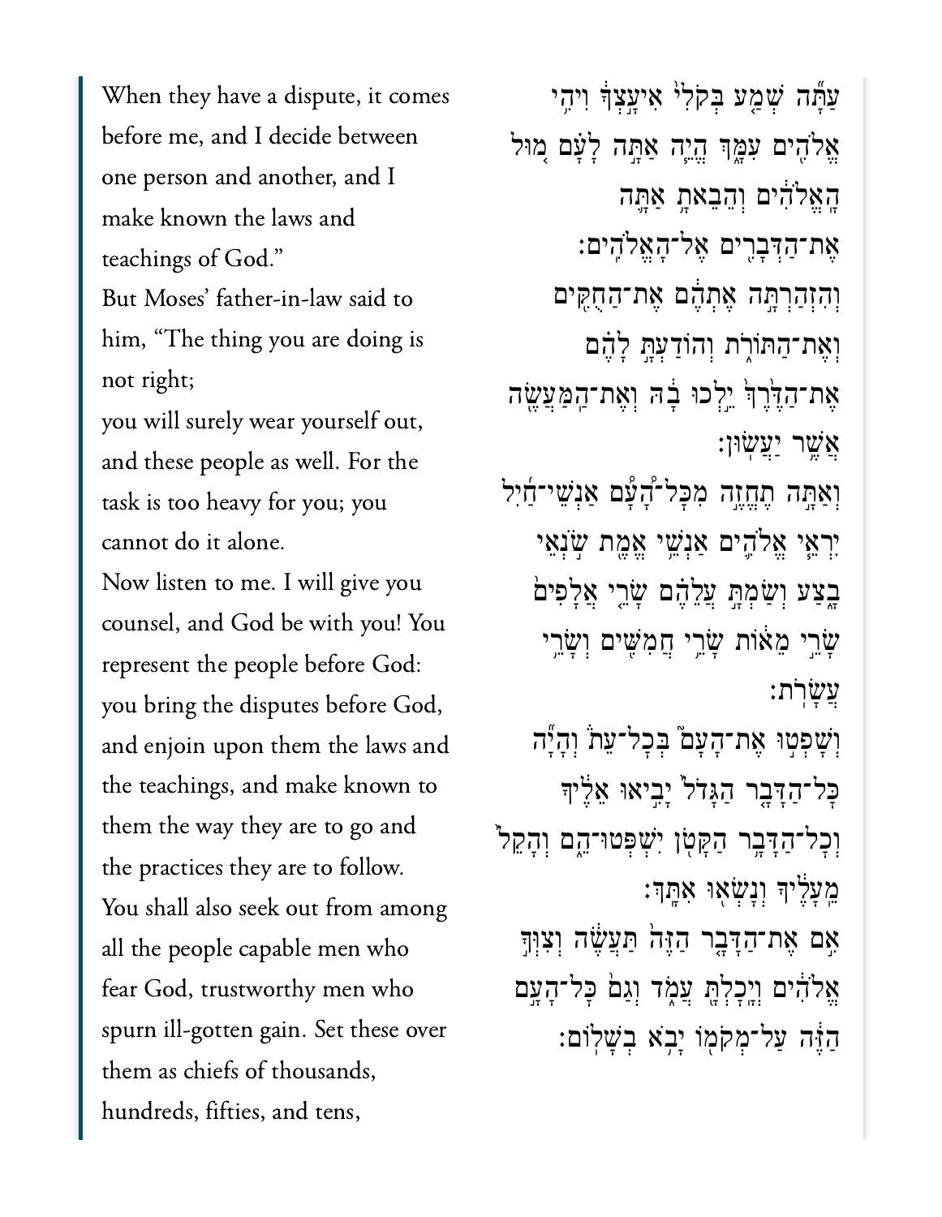When they have a dispute, it comes before me, and I decide between one person and another, and I make known the laws and teachings of God."

But Moses' father-in-law said to him, "The thing you are doing is not right;

you will surely wear yourself out, and these people as well. For the task is too heavy for you; you cannot do it alone.

Now listen to me. I will give you counsel, and God be with you! You represent the people before God: you bring the disputes before God,

and enjoin upon them the laws and the teachings, and make known to them the way they are to go and the practices they are to follow.

You shall also seek out from among all the people capable men who fear God, trustworthy men who spurn ill-gotten gain. Set these over them as chiefs of thousands, hundreds, fifties, and tens,

עַתָּ֞ה שְׁמַ֤ע בְּקֹלִי֙ אִיעָ֣צְךָ֔ וִיהִ֥י אֱלֹהִ֖ים עִמָּ֑ךְ הֱיֵ֧ה אַתָּ֣ה לָעָ֗ם מ֚וּל הָֽאֱלֹהִ֔ים וְהֵבֵאתָ֥ אַתָּ֛ה אֶת־הַדְּבָרִ֖ים אֶל־הָאֱלֹהִֽים׃

וְהִזְהַרְתָּ֣ה אֶתְהֶ֔ם אֶת־הַחֻקִּ֖ים וְאֶת־הַתּוֹרֹ֑ת וְהוֹדַעְתָּ֣ לָהֶ֗ם אֶת־הַדֶּ֙רֶךְ֙ יֵ֣לְכוּ בָ֔הּ וְאֶת־הַֽמַּעֲשֶׂ֖ה אֲשֶׁ֥ר יַעֲשֽׂוּן׃

וְאַתָּ֣ה תֶחֱזֶ֣ה מִכָּל־הָ֠עָם אַנְשֵׁי־חַ֜יִל יִרְאֵ֧י אֱלֹהִ֛ים אַנְשֵׁ֥י אֱמֶ֖ת שֹׂ֣נְאֵי בָ֑צַע וְשַׂמְתָּ֣ עֲלֵהֶ֗ם שָׂרֵ֤י אֲלָפִים֙ שָׂרֵ֣י מֵא֔וֹת שָׂרֵ֥י חֲמִשִּׁ֖ים וְשָׂרֵ֥י עֲשָׂרֹֽת׃

וְשָׁפְט֣וּ אֶת־הָעָם֮ בְּכָל־עֵת֒ וְהָיָ֞ה כָּל־הַדָּבָ֤ר הַגָּדֹל֙ יָבִ֣יאוּ אֵלֶ֔יךָ וְכָל־הַדָּבָ֥ר הַקָּטֹ֖ן יִשְׁפְּטוּ־הֵ֑ם וְהָקֵל֙ מֵעָלֶ֔יךָ וְנָשְׂא֖וּ אִתָּֽךְ׃

אִ֣ם אֶת־הַדָּבָ֤ר הַזֶּה֙ תַּעֲשֶׂ֔ה וְצִוְּךָ֣ אֱלֹהִ֔ים וְיָכָלְתָּ֖ עֲמֹ֑ד וְגַם֙ כָּל־הָעָ֣ם הַזֶּ֔ה עַל־מְקֹמ֖וֹ יָבֹ֥א בְשָׁלֽוֹם׃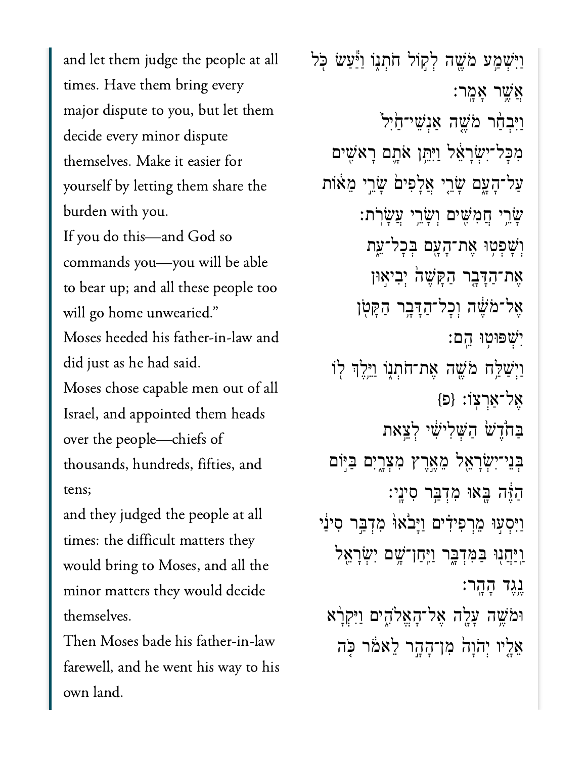and let them judge the people at all times. Have them bring every major dispute to you, but let them decide every minor dispute themselves. Make it easier for yourself by letting them share the burden with you.

If you do this—and God so commands you—you will be able to bear up; and all these people too will go home unwearied."

Moses heeded his father-in-law and did just as he had said.

Moses chose capable men out of all Israel, and appointed them heads over the people—chiefs of thousands, hundreds, fifties, and tens;

and they judged the people at all times: the difficult matters they would bring to Moses, and all the minor matters they would decide themselves.

Then Moses bade his father-in-law farewell, and he went his way to his own land.

וַיִּשְׁמַ֥ע מֹשֶׁ֖ה לְק֣וֹל חֹתְנ֑וֹ וַיַּ֕עַשׂ כֹּ֖ל אֲשֶׁ֥ר אָמָֽר׃

וַיִּבְחַ֨ר מֹשֶׁ֤ה אַנְשֵׁי־חַ֙יִל֙ מִכׇּל־יִשְׂרָאֵ֔ל וַיִּתֵּ֥ן אֹתָ֛ם רָאשִׁ֖ים עַל־הָעָ֑ם שָׂרֵ֤י אֲלָפִים֙ שָׂרֵ֣י מֵא֔וֹת שָׂרֵ֥י חֲמִשִּׁ֖ים וְשָׂרֵ֥י עֲשָׂרֹֽת׃

וְשָׁפְט֥וּ אֶת־הָעָ֖ם בְּכׇל־עֵ֑ת אֶת־הַדָּבָ֤ר הַקָּשֶׁה֙ יְבִיא֣וּן אֶל־מֹשֶׁ֔ה וְכׇל־הַדָּבָ֥ר הַקָּטֹ֖ן יִשְׁפּוּט֥וּ הֵֽם׃

וַיְשַׁלַּ֥ח מֹשֶׁ֖ה אֶת־חֹתְנ֑וֹ וַיֵּ֥לֶךְ ל֖וֹ אֶל־אַרְצֽוֹ׃ {פ}

בַּחֹ֙דֶשׁ֙ הַשְּׁלִישִׁ֔י לְצֵ֥את בְּנֵי־יִשְׂרָאֵ֖ל מֵאֶ֣רֶץ מִצְרָ֑יִם בַּיּ֣וֹם הַזֶּ֔ה בָּ֖אוּ מִדְבַּ֥ר סִינָֽי׃

וַיִּסְע֣וּ מֵרְפִידִ֗ים וַיָּבֹ֙אוּ֙ מִדְבַּ֣ר סִינַ֔י וַֽיַּחֲנ֖וּ בַּמִּדְבָּ֑ר וַיִּֽחַן־שָׁ֥ם יִשְׂרָאֵ֖ל נֶ֥גֶד הָהָֽר׃

וּמֹשֶׁ֥ה עָלָ֖ה אֶל־הָאֱלֹהִ֑ים וַיִּקְרָ֨א אֵלָ֤יו יְהֹוָה֙ מִן־הָהָ֣ר לֵאמֹ֔ר כֹּ֤ה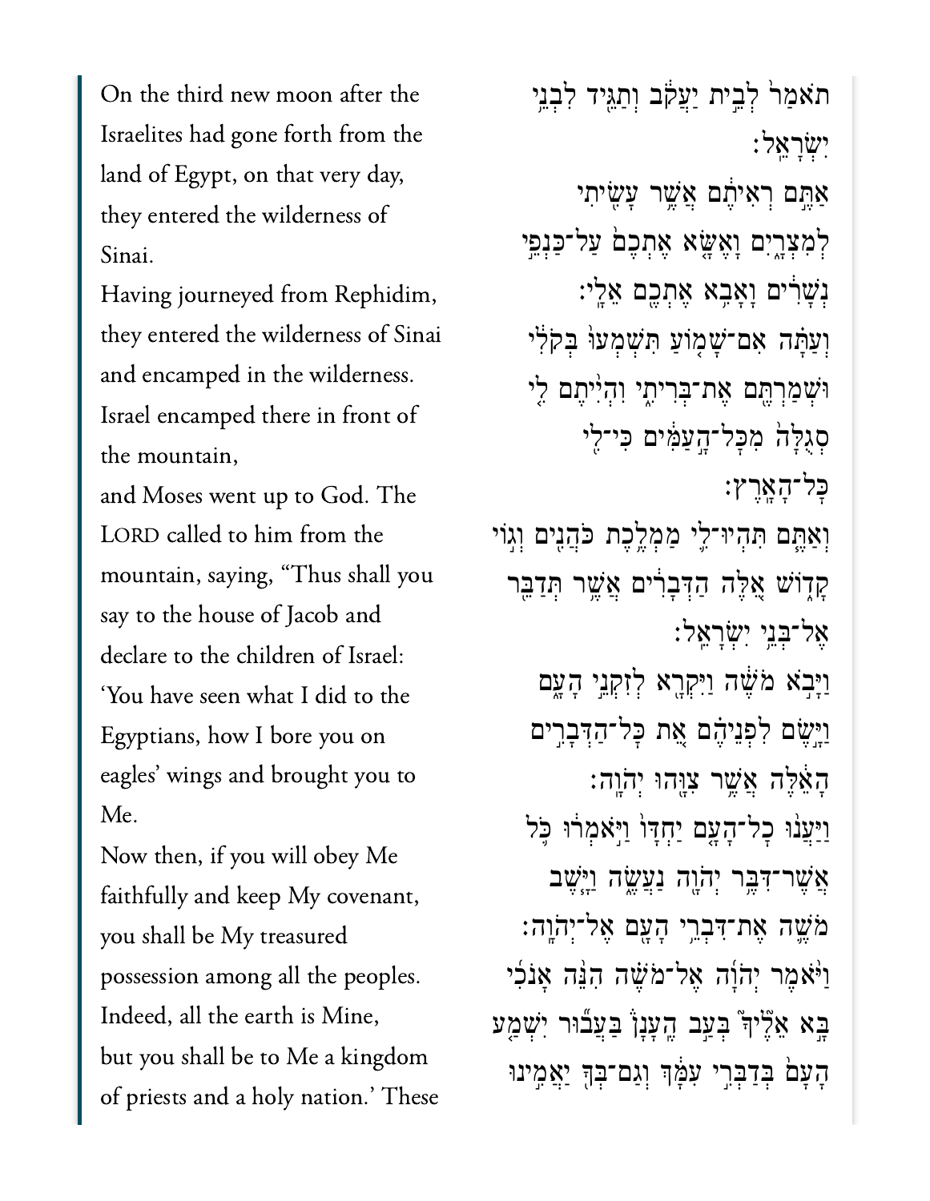On the third new moon after the Israelites had gone forth from the land of Egypt, on that very day, they entered the wilderness of Sinai.

Having journeyed from Rephidim, they entered the wilderness of Sinai and encamped in the wilderness. Israel encamped there in front of the mountain,

and Moses went up to God. The LORD called to him from the mountain, saying, "Thus shall you say to the house of Jacob and declare to the children of Israel:

'You have seen what I did to the Egyptians, how I bore you on eagles' wings and brought you to Me.

Now then, if you will obey Me faithfully and keep My covenant, you shall be My treasured possession among all the peoples. Indeed, all the earth is Mine,

but you shall be to Me a kingdom of priests and a holy nation.' These

תֹאמַר֙ לְבֵ֣ית יַעֲקֹ֔ב וְתַגֵּ֖יד לִבְנֵ֥י יִשְׂרָאֵֽל׃

אַתֶּ֣ם רְאִיתֶ֔ם אֲשֶׁ֥ר עָשִׂ֖יתִי לְמִצְרָ֑יִם וָאֶשָּׂ֤א אֶתְכֶם֙ עַל־כַּנְפֵ֣י נְשָׁרִ֔ים וָאָבִ֥א אֶתְכֶ֖ם אֵלָֽי׃

וְעַתָּ֗ה אִם־שָׁמ֤וֹעַ תִּשְׁמְעוּ֙ בְּקֹלִ֔י וּשְׁמַרְתֶּ֖ם אֶת־בְּרִיתִ֑י וִהְיִ֨יתֶם לִ֤י סְגֻלָּה֙ מִכָּל־הָ֣עַמִּ֔ים כִּי־לִ֖י כָּל־הָאָֽרֶץ׃

וְאַתֶּ֧ם תִּהְיוּ־לִ֛י מַמְלֶ֥כֶת כֹּהֲנִ֖ים וְג֣וֹי קָד֑וֹשׁ אֵ֚לֶּה הַדְּבָרִ֔ים אֲשֶׁ֥ר תְּדַבֵּ֖ר אֶל־בְּנֵ֥י יִשְׂרָאֵֽל׃

וַיָּבֹ֣א מֹשֶׁ֔ה וַיִּקְרָ֖א לְזִקְנֵ֣י הָעָ֑ם וַיָּ֣שֶׂם לִפְנֵיהֶ֗ם אֵ֚ת כָּל־הַדְּבָרִ֣ים הָאֵ֔לֶּה אֲשֶׁ֥ר צִוָּ֖הוּ יְהוָֽה׃

וַיַּעֲנ֨וּ כָל־הָעָ֤ם יַחְדָּו֙ וַיֹּ֣אמְר֔וּ כֹּ֛ל אֲשֶׁר־דִּבֶּ֥ר יְהוָ֖ה נַעֲשֶׂ֑ה וַיָּ֧שֶׁב מֹשֶׁ֛ה אֶת־דִּבְרֵ֥י הָעָ֖ם אֶל־יְהוָֽה׃

וַיֹּ֨אמֶר יְהוָ֜ה אֶל־מֹשֶׁ֗ה הִנֵּ֨ה אָנֹכִ֜י בָּ֣א אֵלֶ֘יךָ֮ בְּעַ֣ב הֶֽעָנָן֒ בַּעֲב֞וּר יִשְׁמַ֤ע הָעָם֙ בְּדַבְּרִ֣י עִמָּ֔ךְ וְגַם־בְּךָ֖ יַאֲמִ֣ינוּ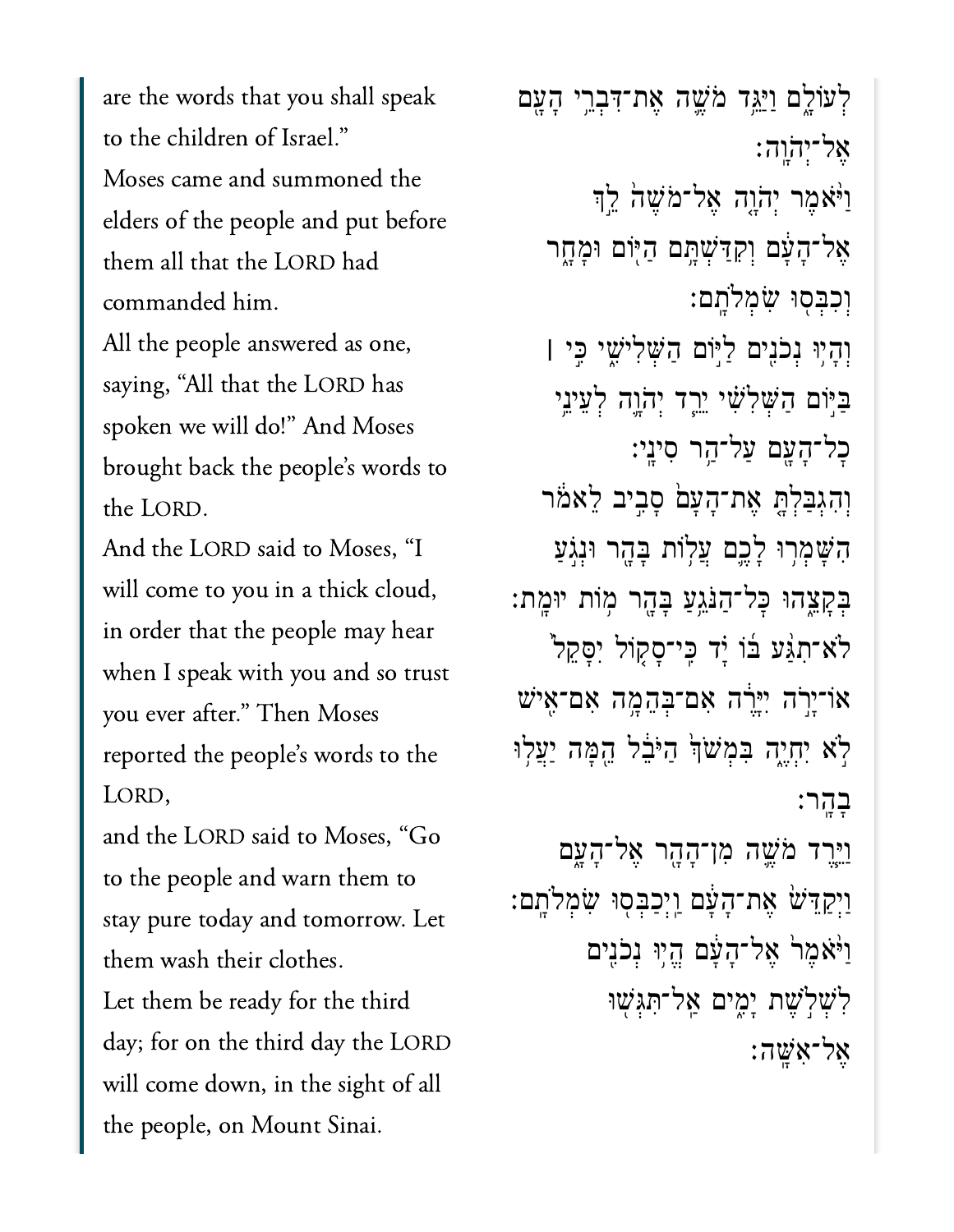are the words that you shall speak to the children of Israel."

Moses came and summoned the elders of the people and put before them all that the LORD had commanded him.

All the people answered as one, saying, "All that the LORD has spoken we will do!" And Moses brought back the people's words to the LORD.

And the LORD said to Moses, "I will come to you in a thick cloud, in order that the people may hear when I speak with you and so trust you ever after." Then Moses reported the people's words to the LORD,

and the LORD said to Moses, "Go to the people and warn them to stay pure today and tomorrow. Let them wash their clothes.

Let them be ready for the third day; for on the third day the LORD will come down, in the sight of all the people, on Mount Sinai.

לְעוֹלָ֑ם וַיַּגֵּ֥ד מֹשֶׁ֛ה אֶת־דִּבְרֵ֥י הָעָ֖ם אֶל־יְהֹוָֽה׃

וַיֹּ֨אמֶר יְהֹוָ֤ה אֶל־מֹשֶׁה֙ לֵ֣ךְ אֶל־הָעָ֔ם וְקִדַּשְׁתָּ֥ם הַיּ֖וֹם וּמָחָ֑ר וְכִבְּס֖וּ שִׂמְלֹתָֽם׃

וְהָי֥וּ נְכֹנִ֖ים לַיּ֣וֹם הַשְּׁלִישִׁ֑י כִּ֣י ׀ בַּיּ֣וֹם הַשְּׁלִשִׁ֗י יֵרֵ֧ד יְהֹוָ֛ה לְעֵינֵ֥י כׇל־הָעָ֖ם עַל־הַ֥ר סִינָֽי׃

וְהִגְבַּלְתָּ֤ אֶת־הָעָם֙ סָבִ֣יב לֵאמֹ֔ר הִשָּׁמְר֥וּ לָכֶ֛ם עֲל֥וֹת בָּהָ֖ר וּנְגֹ֣עַ בְּקָצֵ֑הוּ כׇּל־הַנֹּגֵ֥עַ בָּהָ֖ר מ֥וֹת יוּמָֽת׃

לֹא־תִגַּ֨ע בּ֜וֹ יָ֗ד כִּֽי־סָק֤וֹל יִסָּקֵל֙ אוֹ־יָרֹ֣ה יִיָּרֶ֔ה אִם־בְּהֵמָ֥ה אִם־אִ֖ישׁ לֹ֣א יִחְיֶ֑ה בִּמְשֹׁךְ֙ הַיֹּבֵ֔ל הֵ֖מָּה יַעֲל֥וּ בָהָֽר׃

וַיֵּ֧רֶד מֹשֶׁ֛ה מִן־הָהָ֖ר אֶל־הָעָ֑ם וַיְקַדֵּשׁ֙ אֶת־הָעָ֔ם וַֽיְכַבְּס֖וּ שִׂמְלֹתָֽם׃

וַיֹּ֙אמֶר֙ אֶל־הָעָ֔ם הֱי֥וּ נְכֹנִ֖ים לִשְׁלֹ֣שֶׁת יָמִ֑ים אַֽל־תִּגְּשׁ֖וּ אֶל־אִשָּֽׁה׃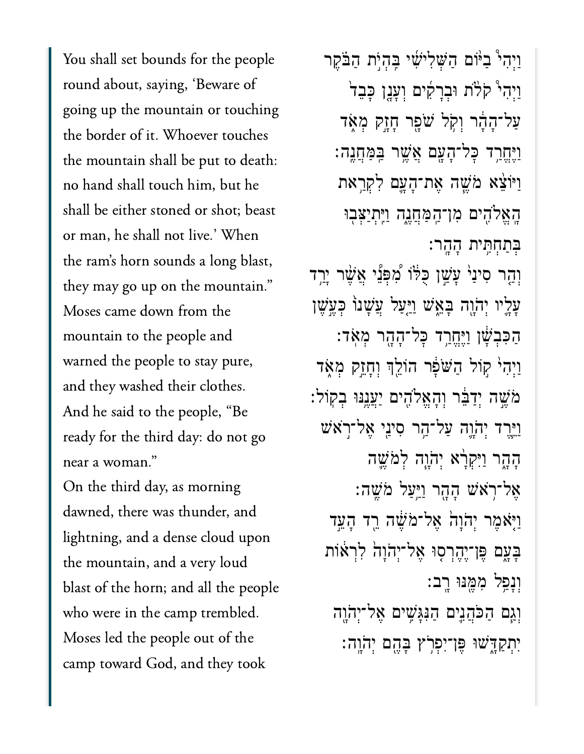You shall set bounds for the people round about, saying, 'Beware of going up the mountain or touching the border of it. Whoever touches the mountain shall be put to death: no hand shall touch him, but he shall be either stoned or shot; beast or man, he shall not live.' When the ram's horn sounds a long blast, they may go up on the mountain."

Moses came down from the mountain to the people and warned the people to stay pure, and they washed their clothes.

And he said to the people, "Be ready for the third day: do not go near a woman."

On the third day, as morning dawned, there was thunder, and lightning, and a dense cloud upon the mountain, and a very loud blast of the horn; and all the people who were in the camp trembled.

Moses led the people out of the camp toward God, and they took

וַיְהִי֩ בַיּ֨וֹם הַשְּׁלִישִׁ֜י בִּֽהְיֹ֣ת הַבֹּ֗קֶר וַיְהִי֩ קֹלֹ֨ת וּבְרָקִ֜ים וְעָנָ֤ן כָּבֵד֙ עַל־הָהָ֔ר וְקֹ֥ל שֹׁפָ֖ר חָזָ֣ק מְאֹ֑ד וַיֶּחֱרַ֥ד כָּל־הָעָ֖ם אֲשֶׁ֥ר בַּֽמַּחֲנֶֽה׃

וַיּוֹצֵ֨א מֹשֶׁ֧ה אֶת־הָעָ֛ם לִקְרַ֥את הָֽאֱלֹהִ֖ים מִן־הַֽמַּחֲנֶ֑ה וַיִּֽתְיַצְּב֖וּ בְּתַחְתִּ֥ית הָהָֽר׃

וְהַ֤ר סִינַי֙ עָשַׁ֣ן כֻּלּ֔וֹ מִ֠פְּנֵי אֲשֶׁ֨ר יָרַ֥ד עָלָ֛יו יְהוָ֖ה בָּאֵ֑שׁ וַיַּ֤עַל עֲשָׁנוֹ֙ כְּעֶ֣שֶׁן הַכִּבְשָׁ֔ן וַיֶּחֱרַ֥ד כָּל־הָהָ֖ר מְאֹֽד׃

וַיְהִי֙ ק֣וֹל הַשֹּׁפָ֔ר הוֹלֵ֖ךְ וְחָזֵ֣ק מְאֹ֑ד מֹשֶׁ֣ה יְדַבֵּ֔ר וְהָאֱלֹהִ֖ים יַעֲנֶ֥נּוּ בְקֽוֹל׃

וַיֵּ֧רֶד יְהוָ֛ה עַל־הַ֥ר סִינַ֖י אֶל־רֹ֣אשׁ הָהָ֑ר וַיִּקְרָ֨א יְהוָ֧ה לְמֹשֶׁ֛ה אֶל־רֹ֥אשׁ הָהָ֖ר וַיַּ֥עַל מֹשֶֽׁה׃

וַיֹּ֤אמֶר יְהוָה֙ אֶל־מֹשֶׁ֔ה רֵ֖ד הָעֵ֣ד בָּעָ֑ם פֶּן־יֶהֶרְס֤וּ אֶל־יְהוָה֙ לִרְא֔וֹת וְנָפַ֥ל מִמֶּ֖נּוּ רָֽב׃

וְגַ֧ם הַכֹּהֲנִ֛ים הַנִּגָּשִׁ֥ים אֶל־יְהוָ֖ה יִתְקַדָּ֑שׁוּ פֶּן־יִפְרֹ֥ץ בָּהֶ֖ם יְהוָֽה׃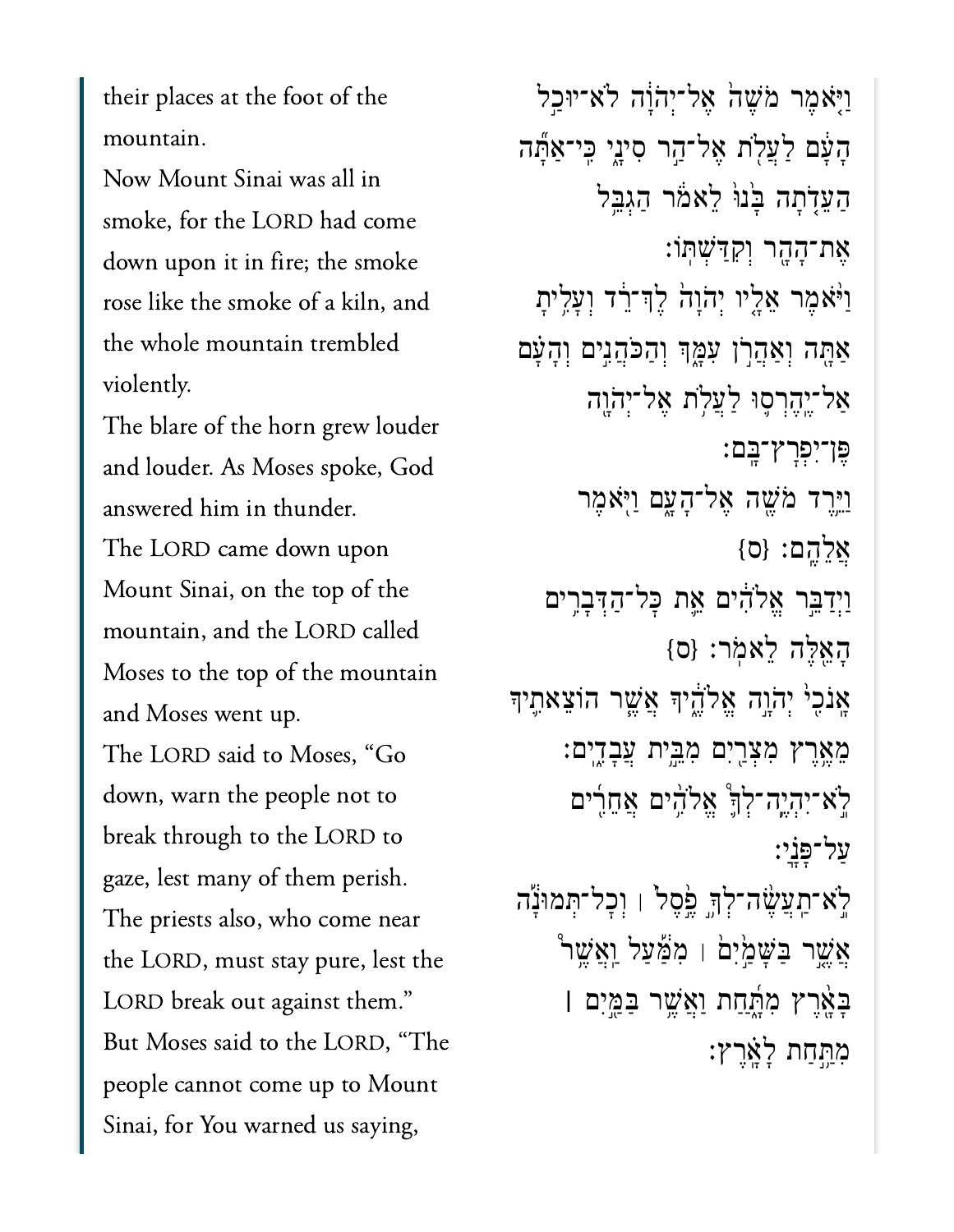their places at the foot of the mountain.

Now Mount Sinai was all in smoke, for the LORD had come down upon it in fire; the smoke rose like the smoke of a kiln, and the whole mountain trembled violently.

The blare of the horn grew louder and louder. As Moses spoke, God answered him in thunder.

The LORD came down upon Mount Sinai, on the top of the mountain, and the LORD called Moses to the top of the mountain and Moses went up.

The LORD said to Moses, "Go down, warn the people not to break through to the LORD to gaze, lest many of them perish.

The priests also, who come near the LORD, must stay pure, lest the LORD break out against them."

But Moses said to the LORD, "The people cannot come up to Mount Sinai, for You warned us saying,

וַיֹּ֤אמֶר מֹשֶׁה֙ אֶל־יְהֹוָ֔ה לֹא־יוּכַ֣ל הָעָ֔ם לַעֲלֹ֖ת אֶל־הַ֣ר סִינָ֑י כִּֽי־אַתָּ֞ה הַעֵדֹ֤תָה בָּ֙נוּ֙ לֵאמֹ֔ר הַגְבֵּ֥ל אֶת־הָהָ֖ר וְקִדַּשְׁתּֽוֹ׃

וַיֹּ֨אמֶר אֵלָ֤יו יְהֹוָה֙ לֶךְ־רֵ֔ד וְעָלִ֥יתָ אַתָּ֖ה וְאַהֲרֹ֣ן עִמָּ֑ךְ וְהַכֹּהֲנִ֣ים וְהָעָ֗ם אַל־יֶֽהֶרְס֛וּ לַעֲלֹ֥ת אֶל־יְהֹוָ֖ה פֶּן־יִפְרָץ־בָּֽם׃

וַיֵּ֥רֶד מֹשֶׁ֖ה אֶל־הָעָ֑ם וַיֹּ֖אמֶר אֲלֵהֶֽם׃ {ס}

וַיְדַבֵּ֣ר אֱלֹהִ֔ים אֵ֛ת כׇּל־הַדְּבָרִ֥ים הָאֵ֖לֶּה לֵאמֹֽר׃ {ס}

אָנֹכִ֖י יְהֹוָ֣ה אֱלֹהֶ֑יךָ אֲשֶׁ֧ר הוֹצֵאתִ֛יךָ מֵאֶ֥רֶץ מִצְרַ֖יִם מִבֵּ֥ית עֲבָדִֽים׃

לֹֽא־יִהְיֶ֥ה לְךָ֛ אֱלֹהִ֥ים אֲחֵרִ֖ים עַל־פָּנָֽיַ׃

לֹֽא־תַעֲשֶׂ֨ה לְךָ֥ פֶ֙סֶל֙ ׀ וְכׇל־תְּמוּנָ֔ה אֲשֶׁ֤ר בַּשָּׁמַ֙יִם֙ ׀ מִמַּ֔עַל וַאֲשֶׁ֥ר בָּאָ֖רֶץ מִתָּ֑חַת וַאֲשֶׁ֥ר בַּמַּ֖יִם ׀ מִתַּ֥חַת לָאָֽרֶץ׃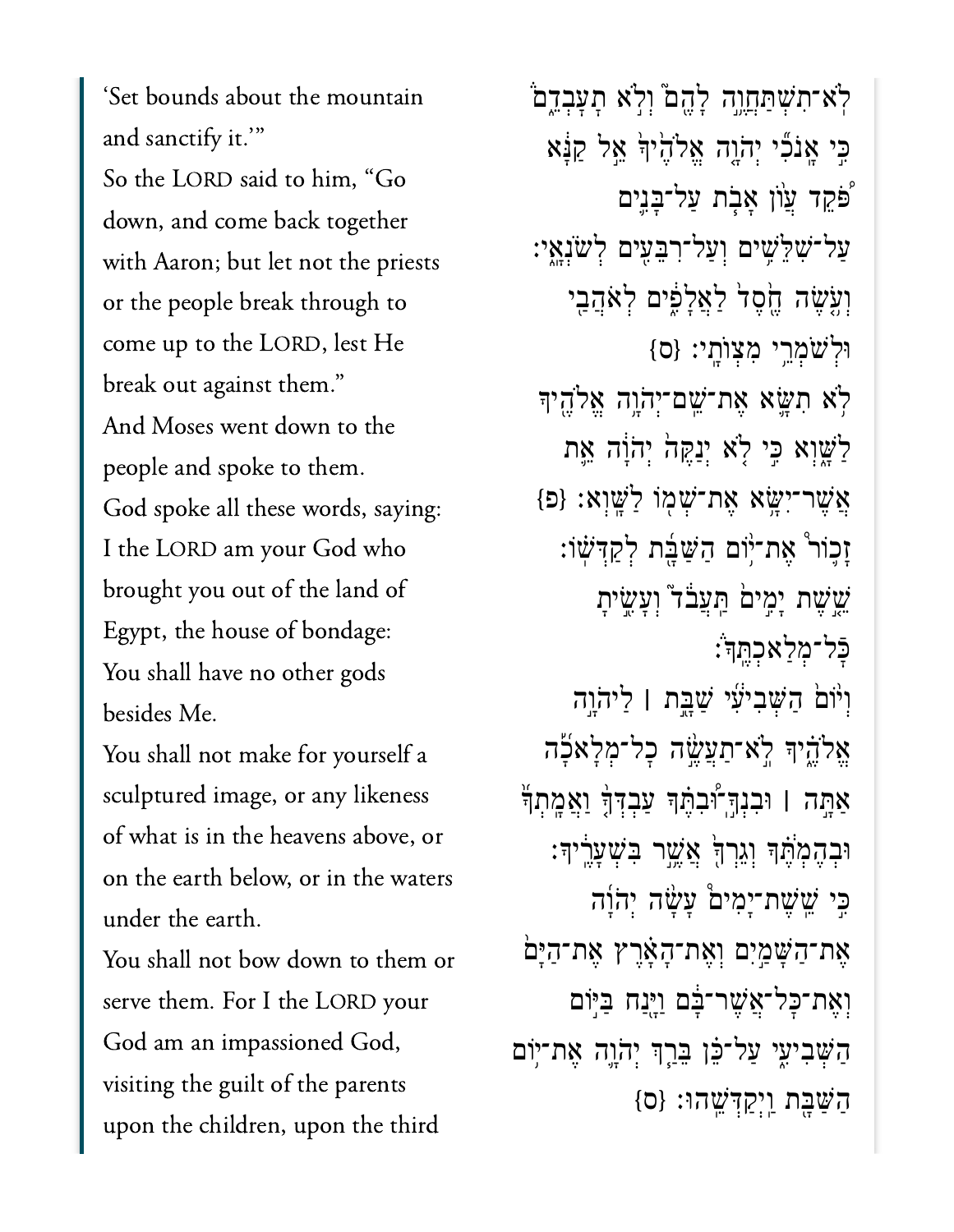'Set bounds about the mountain and sanctify it.'"

So the LORD said to him, "Go down, and come back together with Aaron; but let not the priests or the people break through to come up to the LORD, lest He break out against them."

And Moses went down to the people and spoke to them.

God spoke all these words, saying:

I the LORD am your God who brought you out of the land of Egypt, the house of bondage:

You shall have no other gods besides Me.

You shall not make for yourself a sculptured image, or any likeness of what is in the heavens above, or on the earth below, or in the waters under the earth.

You shall not bow down to them or serve them. For I the LORD your God am an impassioned God, visiting the guilt of the parents upon the children, upon the third

לֹֽא־תִשְׁתַּחֲוֶ֥ה לָהֶ֖ם וְלֹ֣א תָעָבְדֵ֑ם כִּ֣י אָנֹכִ֞י יְהֹוָ֤ה אֱלֹהֶ֙יךָ֙ אֵ֣ל קַנָּ֔א פֹּ֠קֵד עֲוֺ֨ן אָבֹ֧ת עַל־בָּנִ֛ים עַל־שִׁלֵּשִׁ֥ים וְעַל־רִבֵּעִ֖ים לְשֹׂנְאָֽי׃

וְעֹ֤שֶׂה חֶ֙סֶד֙ לַאֲלָפִ֔ים לְאֹהֲבַ֖י וּלְשֹׁמְרֵ֥י מִצְוֺתָֽי׃ {ס}

לֹ֥א תִשָּׂ֛א אֶת־שֵֽׁם־יְהֹוָ֥ה אֱלֹהֶ֖יךָ לַשָּׁ֑וְא כִּ֣י לֹ֤א יְנַקֶּה֙ יְהֹוָ֔ה אֵ֛ת אֲשֶׁר־יִשָּׂ֥א אֶת־שְׁמ֖וֹ לַשָּֽׁוְא׃ {פ}

זָכ֛וֹר אֶת־י֥וֹם הַשַּׁבָּ֖ת לְקַדְּשֽׁוֹ׃

שֵׁ֤שֶׁת יָמִים֙ תַּעֲבֹ֔ד וְעָשִׂ֖יתָ כׇּל־מְלַאכְתֶּֽךָ׃

וְי֙וֹם֙ הַשְּׁבִיעִ֔י שַׁבָּ֖ת ׀ לַיהֹוָ֣ה אֱלֹהֶ֑יךָ לֹֽא־תַעֲשֶׂ֨ה כׇל־מְלָאכָ֜ה אַתָּ֣ה ׀ וּבִנְךָ֣־וּ֠בִתֶּ֗ךָ עַבְדְּךָ֤ וַאֲמָֽתְךָ֙ וּבְהֶמְתֶּ֔ךָ וְגֵרְךָ֖ אֲשֶׁ֥ר בִּשְׁעָרֶֽיךָ׃

כִּ֣י שֵֽׁשֶׁת־יָמִים֩ עָשָׂ֨ה יְהֹוָ֜ה אֶת־הַשָּׁמַ֣יִם וְאֶת־הָאָ֗רֶץ אֶת־הַיָּם֙ וְאֶת־כׇּל־אֲשֶׁר־בָּ֔ם וַיָּ֖נַח בַּיּ֣וֹם הַשְּׁבִיעִ֑י עַל־כֵּ֗ן בֵּרַ֧ךְ יְהֹוָ֛ה אֶת־י֥וֹם הַשַּׁבָּ֖ת וַֽיְקַדְּשֵֽׁהוּ׃ {ס}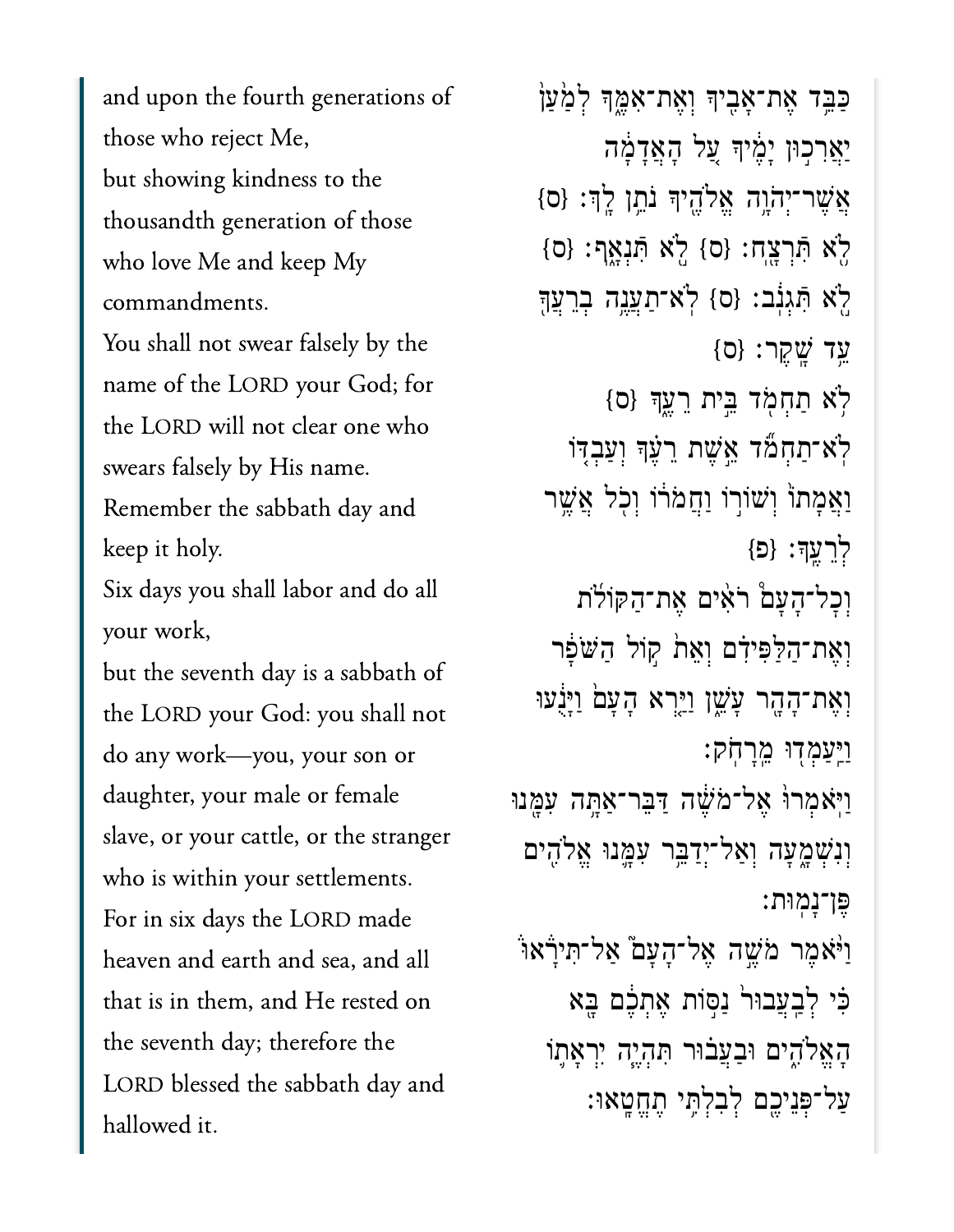and upon the fourth generations of those who reject Me,
but showing kindness to the thousandth generation of those who love Me and keep My commandments.
You shall not swear falsely by the name of the LORD your God; for the LORD will not clear one who swears falsely by His name.
Remember the sabbath day and keep it holy.
Six days you shall labor and do all your work,
but the seventh day is a sabbath of the LORD your God: you shall not do any work—you, your son or daughter, your male or female slave, or your cattle, or the stranger who is within your settlements.
For in six days the LORD made heaven and earth and sea, and all that is in them, and He rested on the seventh day; therefore the LORD blessed the sabbath day and hallowed it.

כַּבֵּ֥ד אֶת־אָבִ֖יךָ וְאֶת־אִמֶּ֑ךָ לְמַ֙עַן֙ יַאֲרִכ֣וּן יָמֶ֔יךָ עַ֚ל הָֽאֲדָמָ֔ה אֲשֶׁר־יְהוָ֥ה אֱלֹהֶ֖יךָ נֹתֵ֥ן לָֽךְ׃ {ס}
לֹ֥א תִּרְצָֽח׃ {ס} לֹ֖א תִּנְאָֽף׃ {ס}
לֹ֖א תִּגְנֹֽב׃ {ס} לֹֽא־תַעֲנֶ֥ה בְרֵעֲךָ֖ עֵ֥ד שָֽׁקֶר׃ {ס}
לֹ֥א תַחְמֹ֖ד בֵּ֣ית רֵעֶ֑ךָ {ס}
לֹֽא־תַחְמֹ֞ד אֵ֣שֶׁת רֵעֶ֗ךָ וְעַבְדּ֤וֹ וַאֲמָתוֹ֙ וְשׁוֹר֣וֹ וַחֲמֹר֔וֹ וְכֹ֖ל אֲשֶׁ֥ר לְרֵעֶֽךָ׃ {פ}
וְכָל־הָעָם֩ רֹאִ֨ים אֶת־הַקּוֹלֹ֜ת וְאֶת־הַלַּפִּידִ֗ם וְאֵת֙ ק֣וֹל הַשֹּׁפָ֔ר וְאֶת־הָהָ֖ר עָשֵׁ֑ן וַיַּ֤רְא הָעָם֙ וַיָּנֻ֔עוּ וַיַּֽעַמְד֖וּ מֵֽרָחֹֽק׃
וַיֹּֽאמְרוּ֙ אֶל־מֹשֶׁ֔ה דַּבֵּר־אַתָּ֥ה עִמָּ֖נוּ וְנִשְׁמָ֑עָה וְאַל־יְדַבֵּ֥ר עִמָּ֛נוּ אֱלֹהִ֖ים פֶּן־נָמֽוּת׃
וַיֹּ֨אמֶר מֹשֶׁ֣ה אֶל־הָעָם֮ אַל־תִּירָאוּ֒ כִּ֗י לְבַֽעֲבוּר֙ נַסּ֣וֹת אֶתְכֶ֔ם בָּ֖א הָאֱלֹהִ֑ים וּבַעֲב֗וּר תִּהְיֶ֧ה יִרְאָת֛וֹ עַל־פְּנֵיכֶ֖ם לְבִלְתִּ֥י תֶחֱטָֽאוּ׃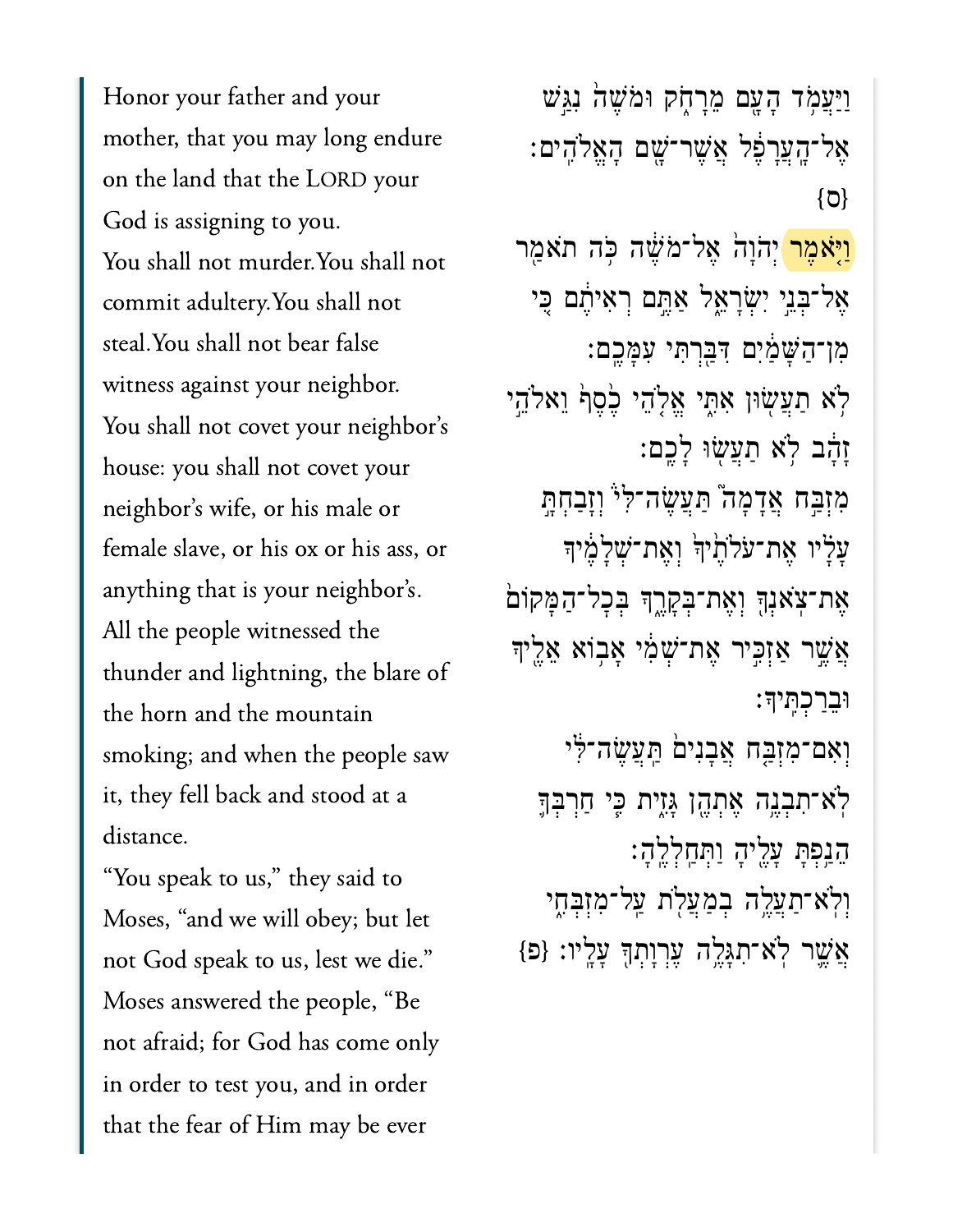Honor your father and your mother, that you may long endure on the land that the LORD your God is assigning to you.

You shall not murder. You shall not commit adultery. You shall not steal. You shall not bear false witness against your neighbor.

You shall not covet your neighbor's house: you shall not covet your neighbor's wife, or his male or female slave, or his ox or his ass, or anything that is your neighbor's.

All the people witnessed the thunder and lightning, the blare of the horn and the mountain smoking; and when the people saw it, they fell back and stood at a distance.

"You speak to us," they said to Moses, "and we will obey; but let not God speak to us, lest we die."

Moses answered the people, "Be not afraid; for God has come only in order to test you, and in order that the fear of Him may be ever

וַיַּעֲמֹ֥ד הָעָ֖ם מֵרָחֹ֑ק וּמֹשֶׁה֙ נִגַּ֣שׁ אֶל־הָעֲרָפֶ֔ל אֲשֶׁר־שָׁ֖ם הָאֱלֹהִֽים׃ {ס}

וַיֹּ֤אמֶר יְהֹוָה֙ אֶל־מֹשֶׁ֔ה כֹּ֥ה תֹאמַ֖ר אֶל־בְּנֵ֣י יִשְׂרָאֵ֑ל אַתֶּ֣ם רְאִיתֶ֔ם כִּ֚י מִן־הַשָּׁמַ֔יִם דִּבַּ֖רְתִּי עִמָּכֶֽם׃

לֹ֥א תַעֲשׂ֖וּן אִתִּ֑י אֱלֹ֤הֵי כֶ֙סֶף֙ וֵאלֹהֵ֣י זָהָ֔ב לֹ֥א תַעֲשׂ֖וּ לָכֶֽם׃

מִזְבַּ֣ח אֲדָמָה֮ תַּעֲשֶׂה־לִּי֒ וְזָבַחְתָּ֣ עָלָ֗יו אֶת־עֹ֙לֹתֶ֙יךָ֙ וְאֶת־שְׁלָמֶ֔יךָ אֶת־צֹֽאנְךָ֖ וְאֶת־בְּקָרֶ֑ךָ בְּכָל־הַמָּקוֹם֙ אֲשֶׁ֣ר אַזְכִּ֣יר אֶת־שְׁמִ֔י אָב֥וֹא אֵלֶ֖יךָ וּבֵרַכְתִּֽיךָ׃

וְאִם־מִזְבַּ֤ח אֲבָנִים֙ תַּֽעֲשֶׂה־לִּ֔י לֹֽא־תִבְנֶ֥ה אֶתְהֶ֖ן גָּזִ֑ית כִּ֧י חַרְבְּךָ֛ הֵנַ֥פְתָּ עָלֶ֖יהָ וַתְּחַלְלֶֽהָ׃

וְלֹא־תַעֲלֶ֥ה בְמַעֲלֹ֖ת עַֽל־מִזְבְּחִ֑י אֲשֶׁ֛ר לֹא־תִגָּלֶ֥ה עֶרְוָתְךָ֖ עָלָֽיו׃ {פ}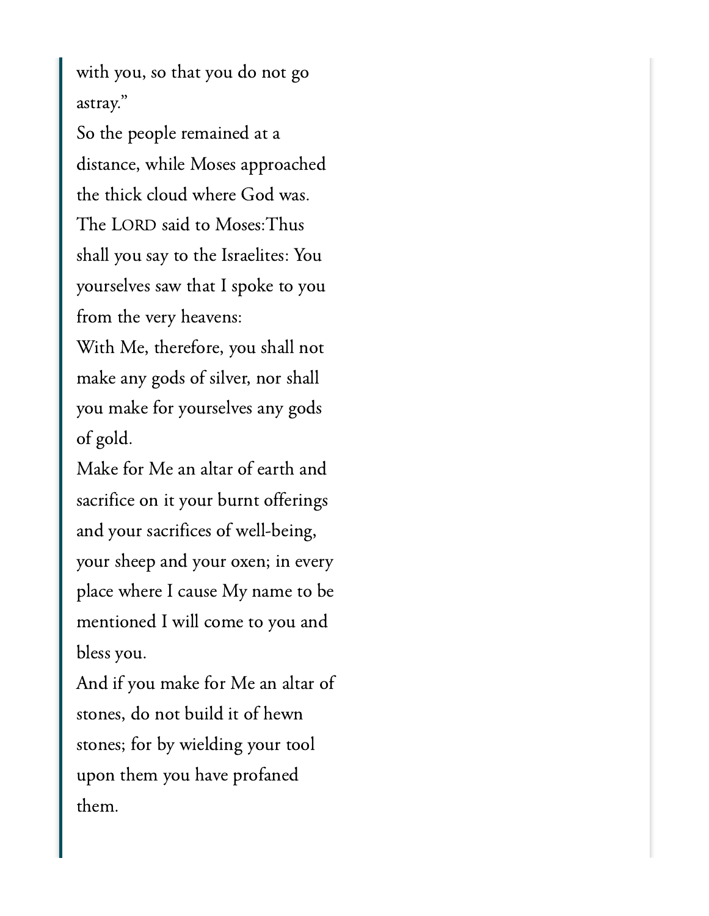with you, so that you do not go astray."

So the people remained at a distance, while Moses approached the thick cloud where God was.

The LORD said to Moses:Thus shall you say to the Israelites: You yourselves saw that I spoke to you from the very heavens:

With Me, therefore, you shall not make any gods of silver, nor shall you make for yourselves any gods of gold.

Make for Me an altar of earth and sacrifice on it your burnt offerings and your sacrifices of well-being, your sheep and your oxen; in every place where I cause My name to be mentioned I will come to you and bless you.

And if you make for Me an altar of stones, do not build it of hewn stones; for by wielding your tool upon them you have profaned them.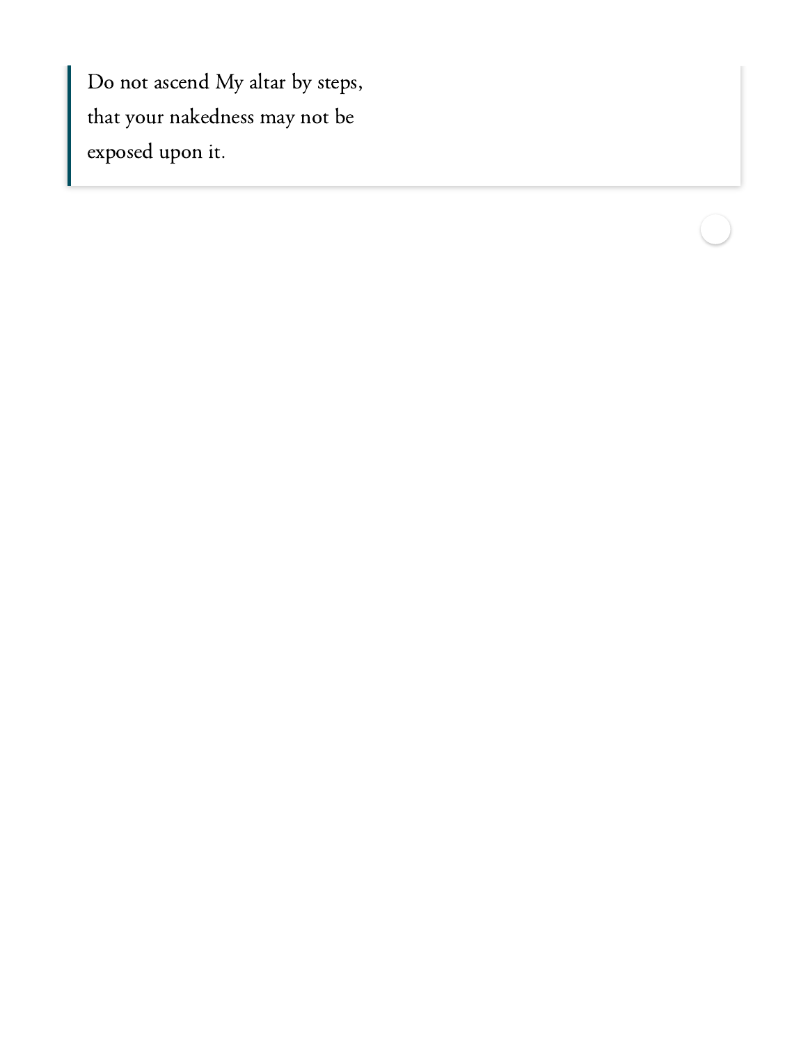> Do not ascend My altar by steps,
> that your nakedness may not be
> exposed upon it.